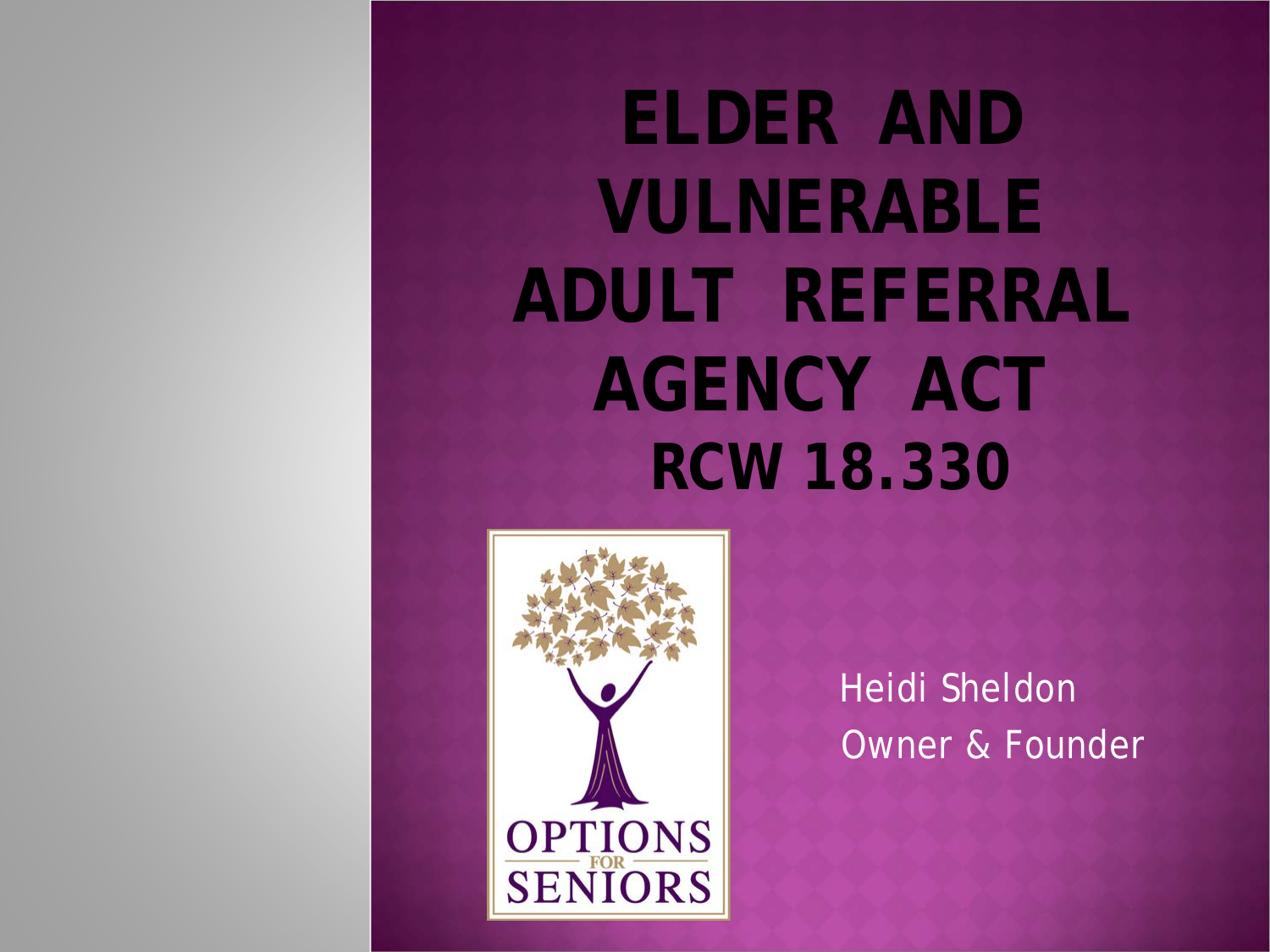# ELDER AND VULNERABLE ADULT REFERRAL AGENCY ACT

## RCW 18.330

OPTIONS FOR SENIORS

Heidi Sheldon
Owner & Founder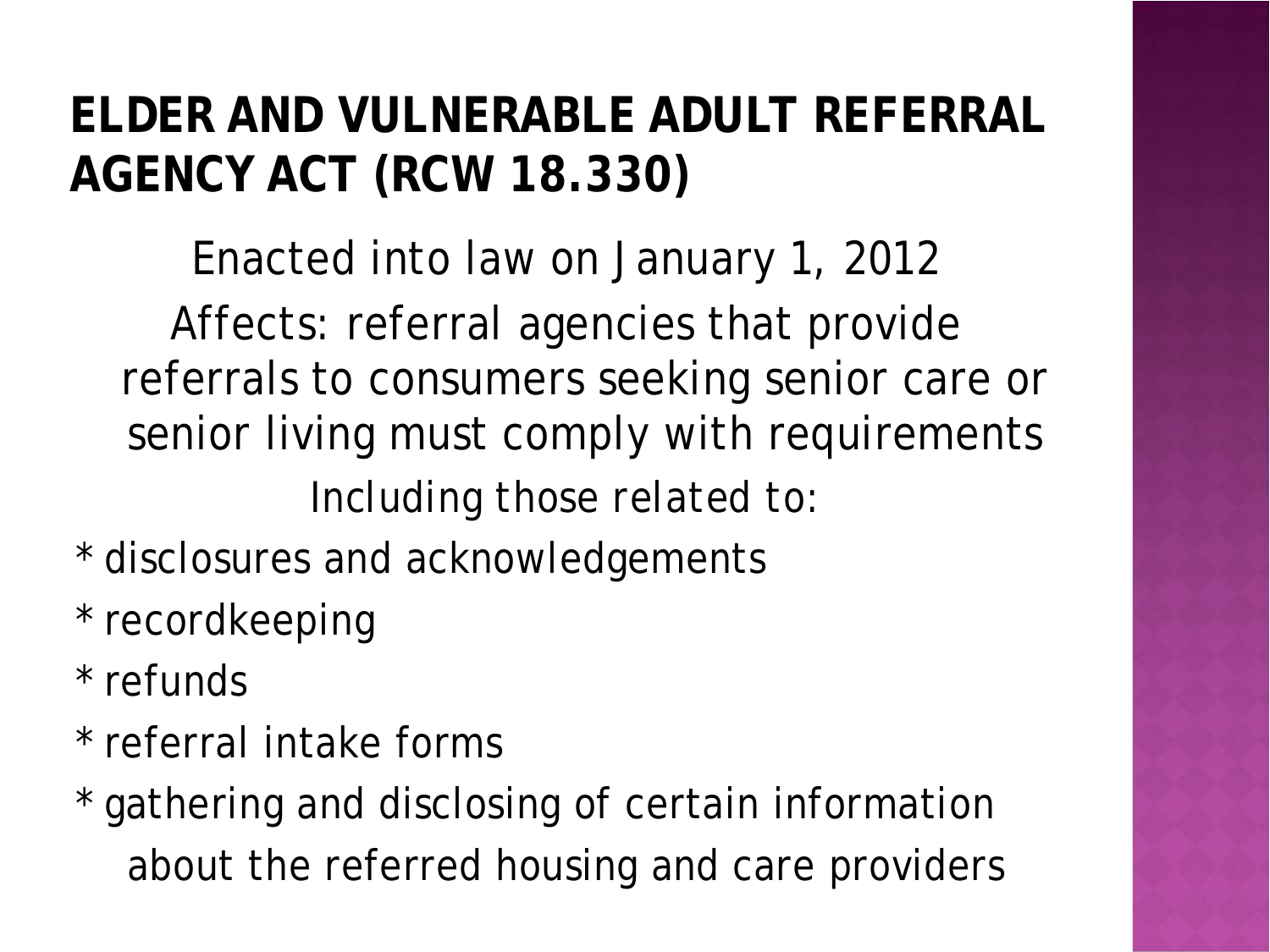# ELDER AND VULNERABLE ADULT REFERRAL AGENCY ACT (RCW 18.330)

Enacted into law on January 1, 2012

Affects: referral agencies that provide referrals to consumers seeking senior care or senior living must comply with requirements

Including those related to:

* disclosures and acknowledgements
* recordkeeping
* refunds
* referral intake forms
* gathering and disclosing of certain information about the referred housing and care providers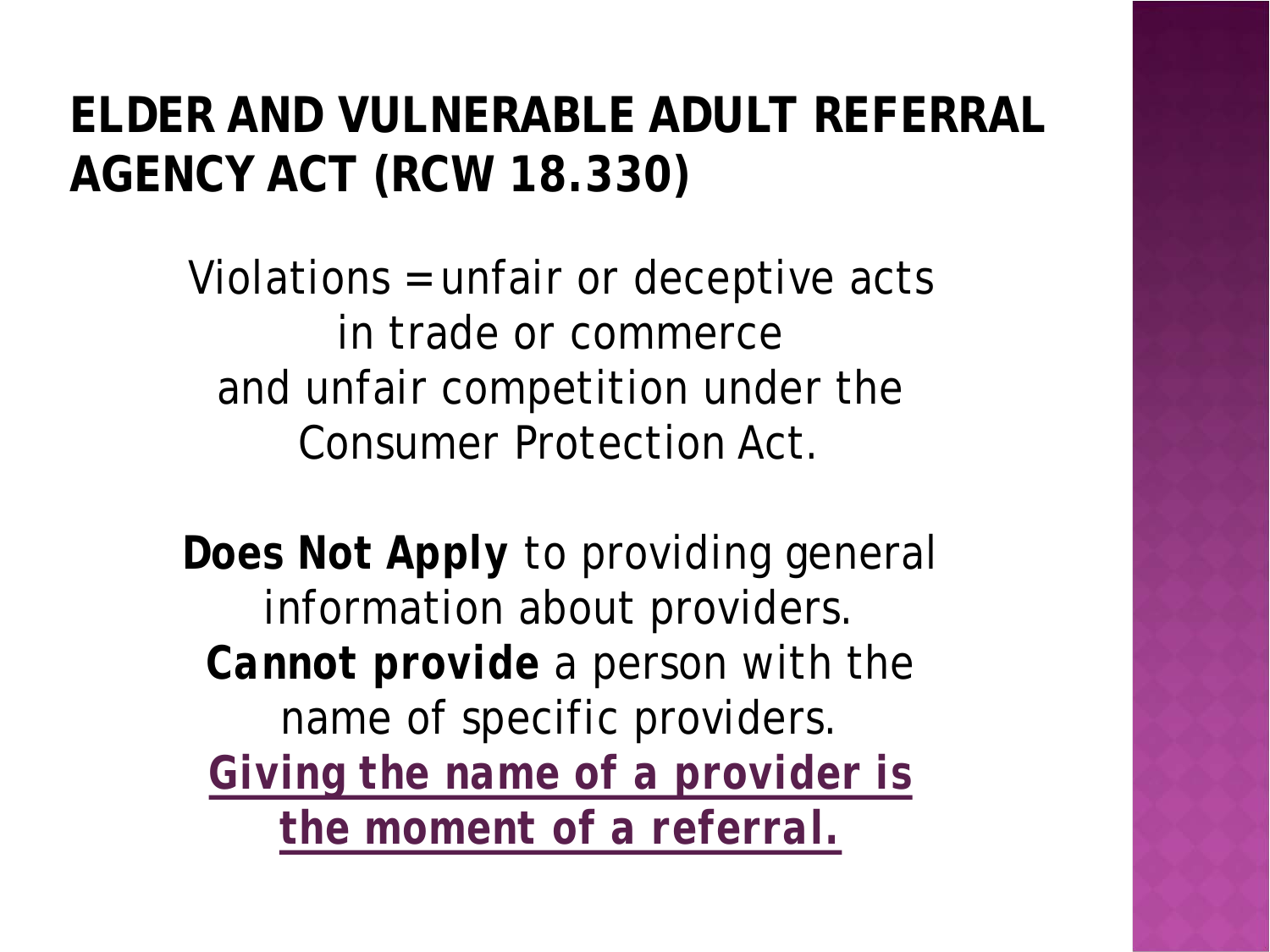# ELDER AND VULNERABLE ADULT REFERRAL AGENCY ACT (RCW 18.330)

Violations = unfair or deceptive acts in trade or commerce and unfair competition under the Consumer Protection Act.

**Does Not Apply** to providing general information about providers.

**Cannot provide** a person with the name of specific providers.

**Giving the name of a provider is the moment of a referral.**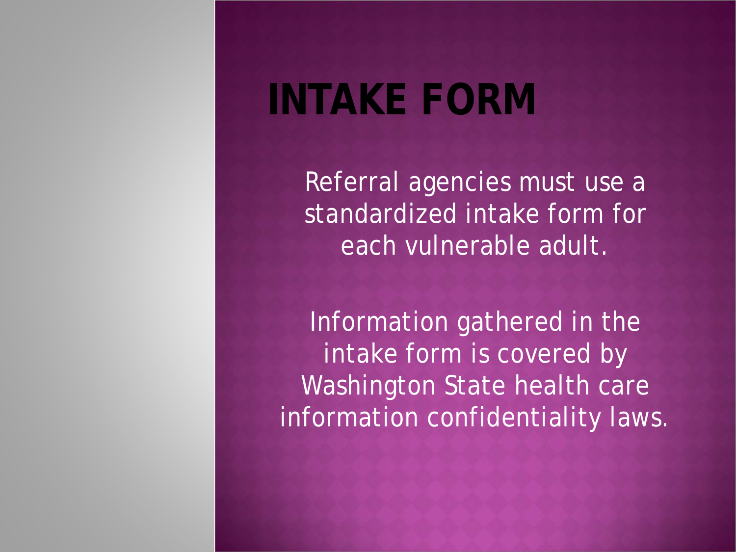# INTAKE FORM

Referral agencies must use a standardized intake form for each vulnerable adult.

Information gathered in the intake form is covered by Washington State health care information confidentiality laws.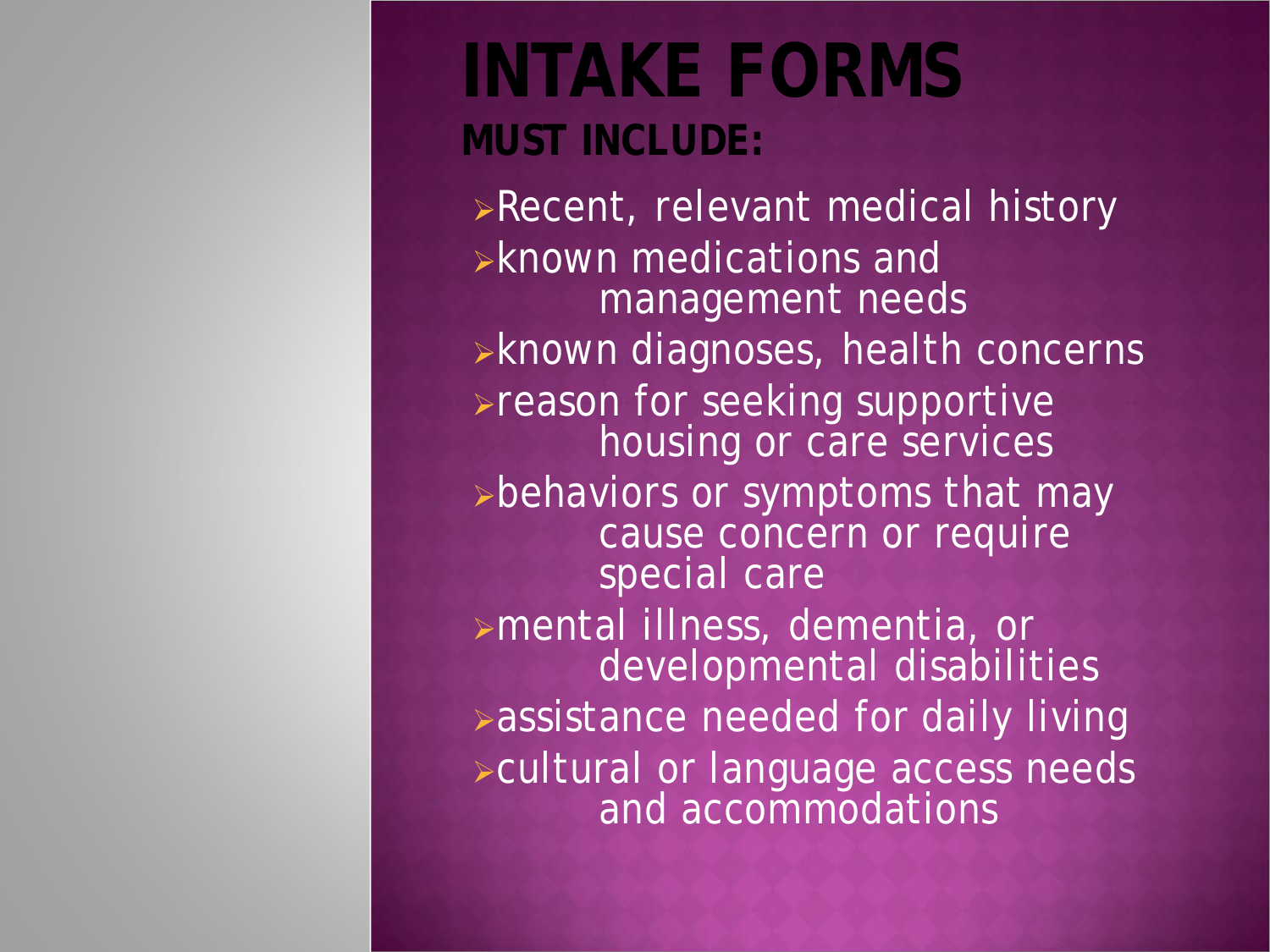# INTAKE FORMS

## MUST INCLUDE:

- Recent, relevant medical history
- known medications and management needs
- known diagnoses, health concerns
- reason for seeking supportive housing or care services
- behaviors or symptoms that may cause concern or require special care
- mental illness, dementia, or developmental disabilities
- assistance needed for daily living
- cultural or language access needs and accommodations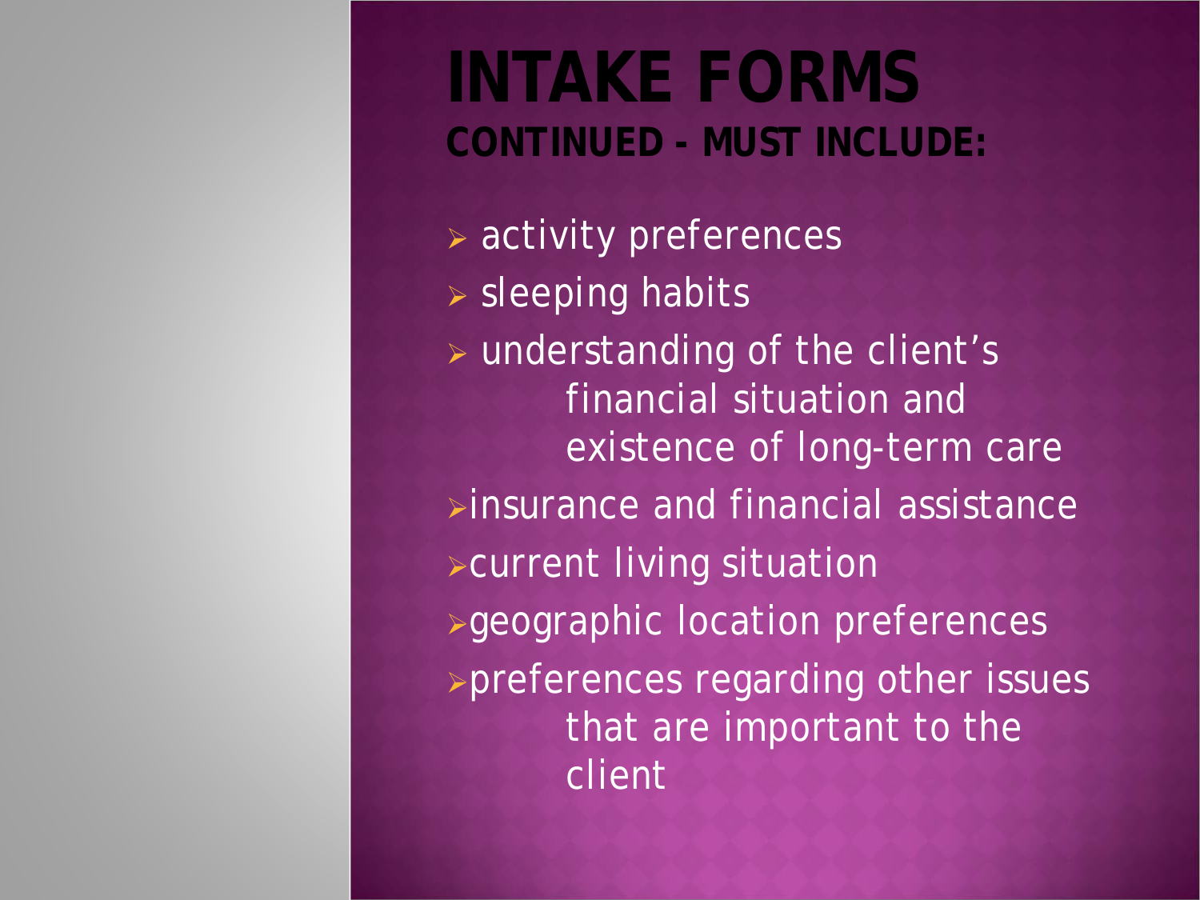# INTAKE FORMS

**CONTINUED - MUST INCLUDE:**

- activity preferences
- sleeping habits
- understanding of the client's financial situation and existence of long-term care
- insurance and financial assistance
- current living situation
- geographic location preferences
- preferences regarding other issues that are important to the client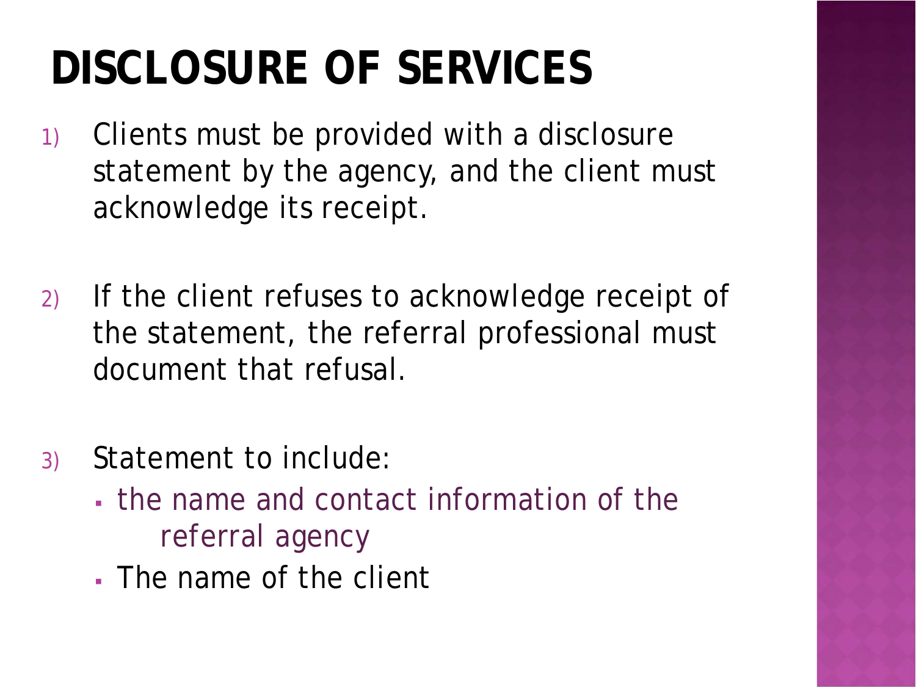# DISCLOSURE OF SERVICES

1) Clients must be provided with a disclosure statement by the agency, and the client must acknowledge its receipt.

2) If the client refuses to acknowledge receipt of the statement, the referral professional must document that refusal.

3) Statement to include:
   - the name and contact information of the referral agency
   - The name of the client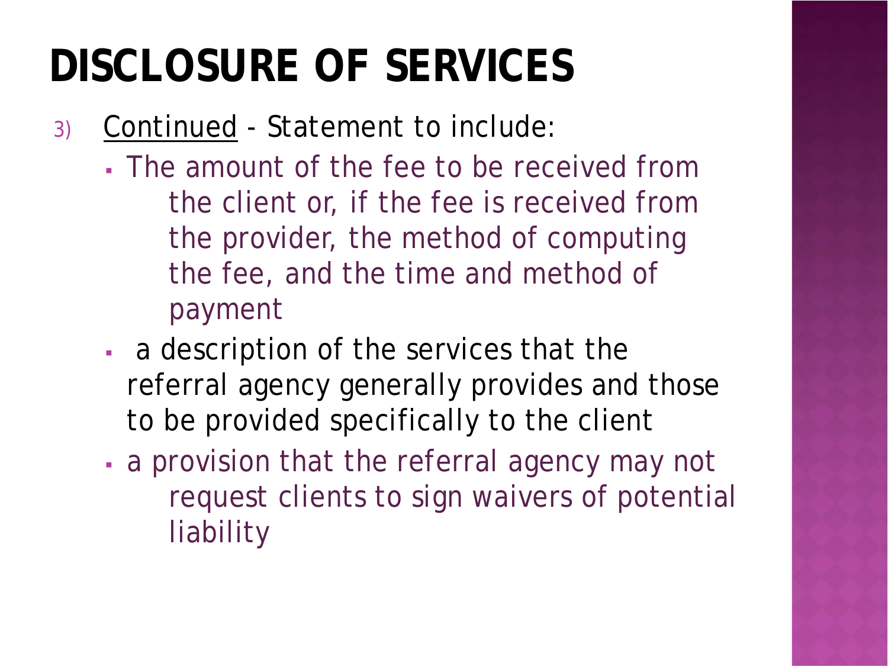# DISCLOSURE OF SERVICES

3) <u>Continued</u> - Statement to include:
   - The amount of the fee to be received from the client or, if the fee is received from the provider, the method of computing the fee, and the time and method of payment
   - a description of the services that the referral agency generally provides and those to be provided specifically to the client
   - a provision that the referral agency may not request clients to sign waivers of potential liability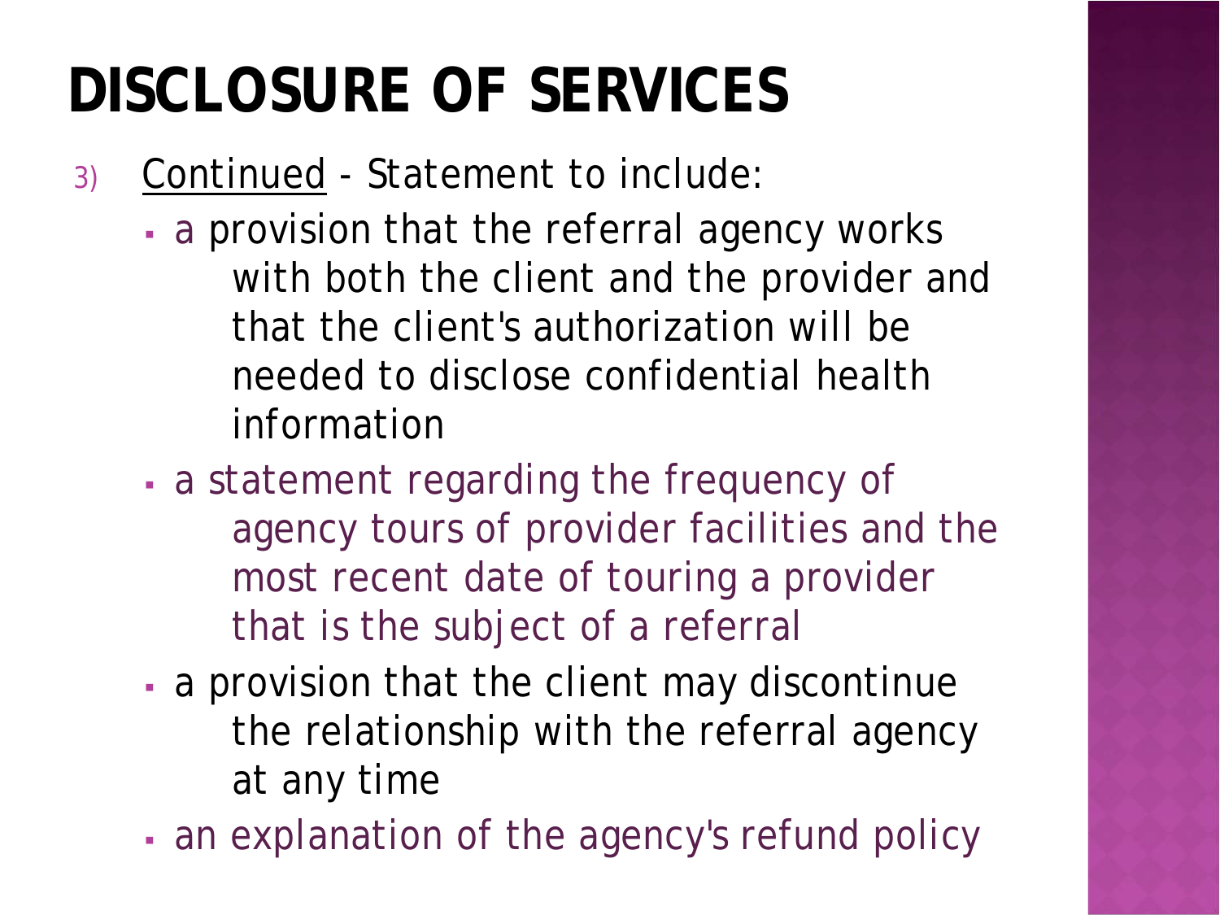# DISCLOSURE OF SERVICES

3) Continued - Statement to include:
   - a provision that the referral agency works with both the client and the provider and that the client's authorization will be needed to disclose confidential health information
   - a statement regarding the frequency of agency tours of provider facilities and the most recent date of touring a provider that is the subject of a referral
   - a provision that the client may discontinue the relationship with the referral agency at any time
   - an explanation of the agency's refund policy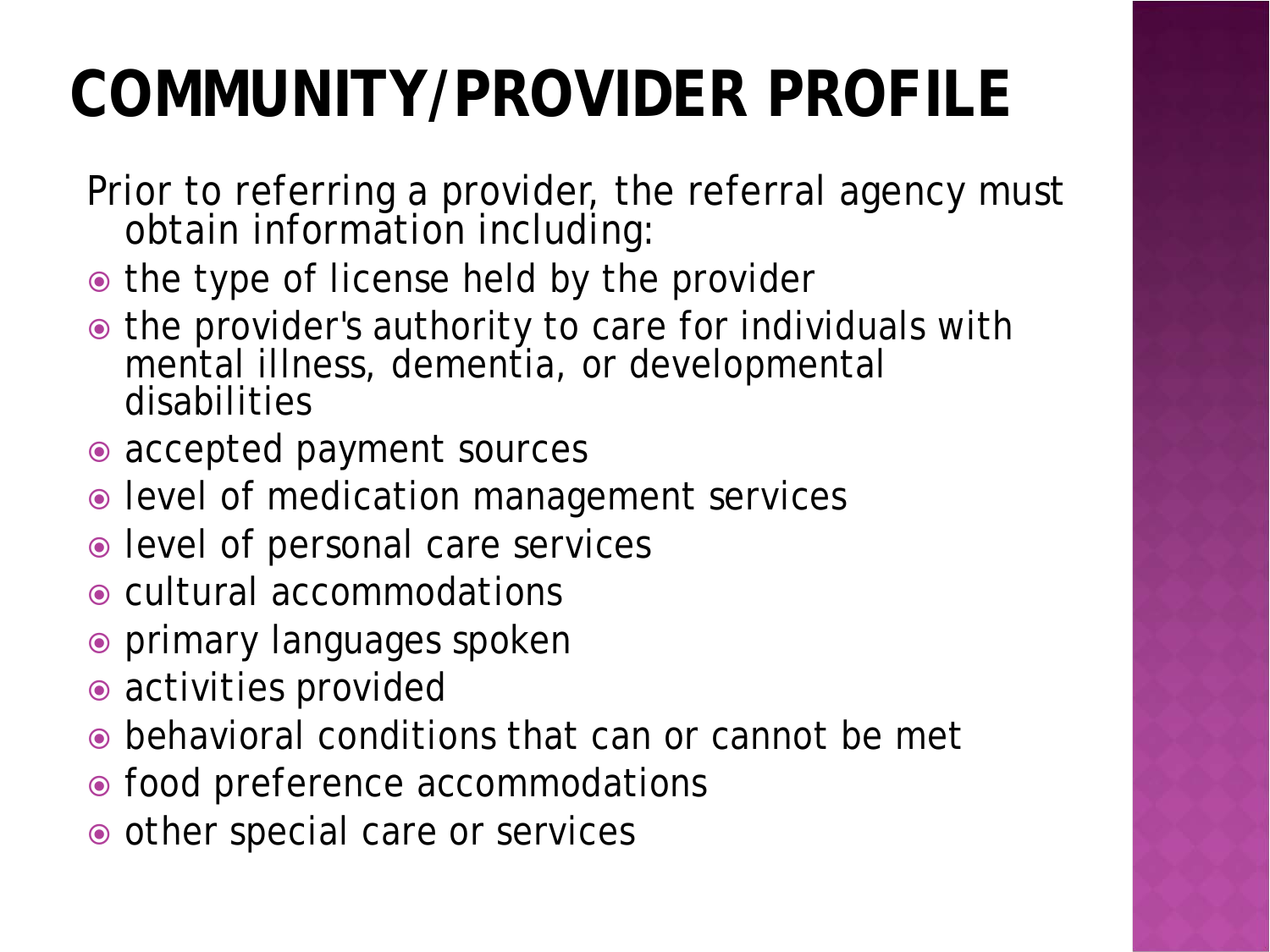# COMMUNITY/PROVIDER PROFILE

Prior to referring a provider, the referral agency must obtain information including:

- the type of license held by the provider
- the provider's authority to care for individuals with mental illness, dementia, or developmental disabilities
- accepted payment sources
- level of medication management services
- level of personal care services
- cultural accommodations
- primary languages spoken
- activities provided
- behavioral conditions that can or cannot be met
- food preference accommodations
- other special care or services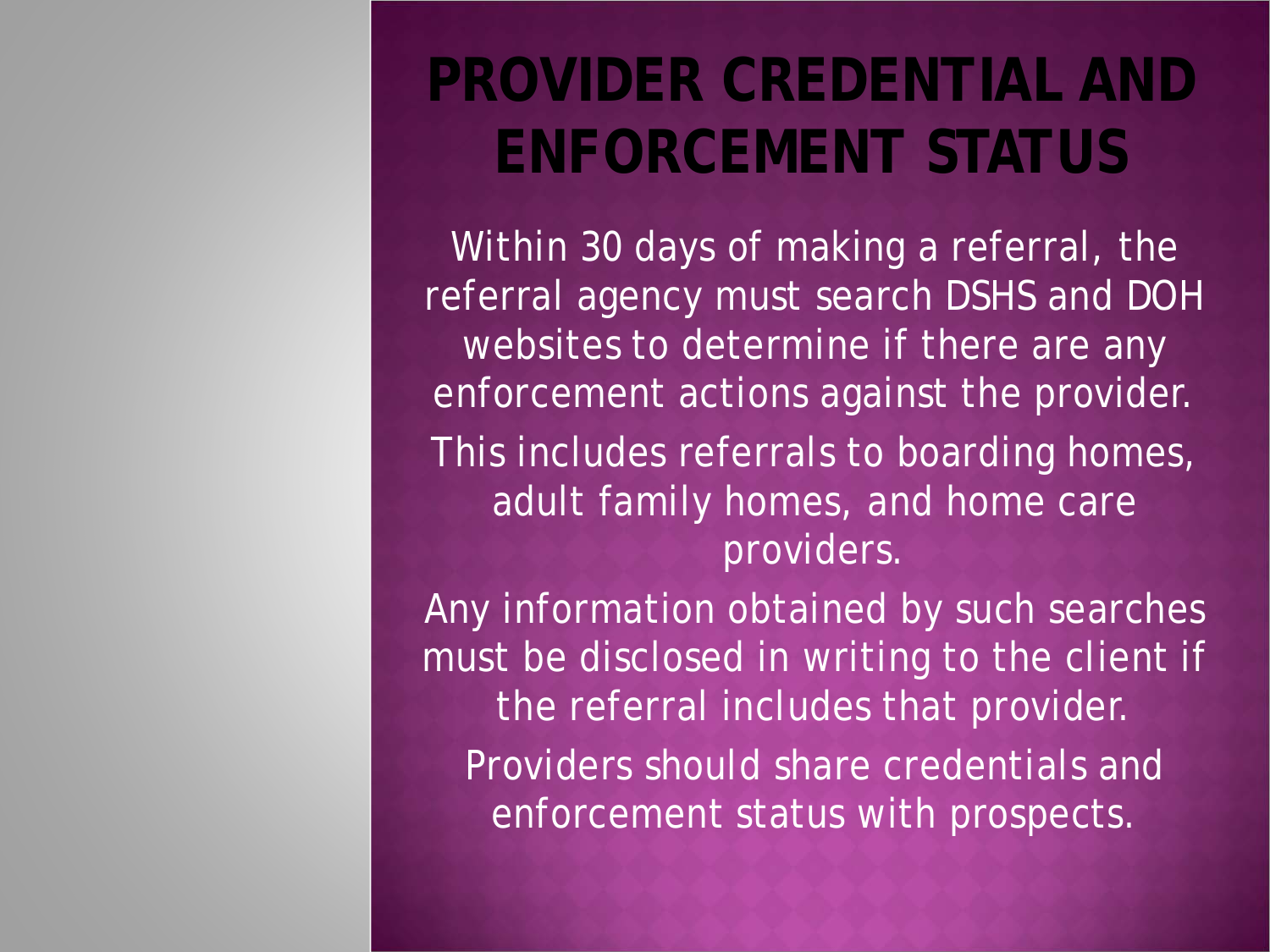# PROVIDER CREDENTIAL AND ENFORCEMENT STATUS

Within 30 days of making a referral, the referral agency must search DSHS and DOH websites to determine if there are any enforcement actions against the provider.

This includes referrals to boarding homes, adult family homes, and home care providers.

Any information obtained by such searches must be disclosed in writing to the client if the referral includes that provider.

Providers should share credentials and enforcement status with prospects.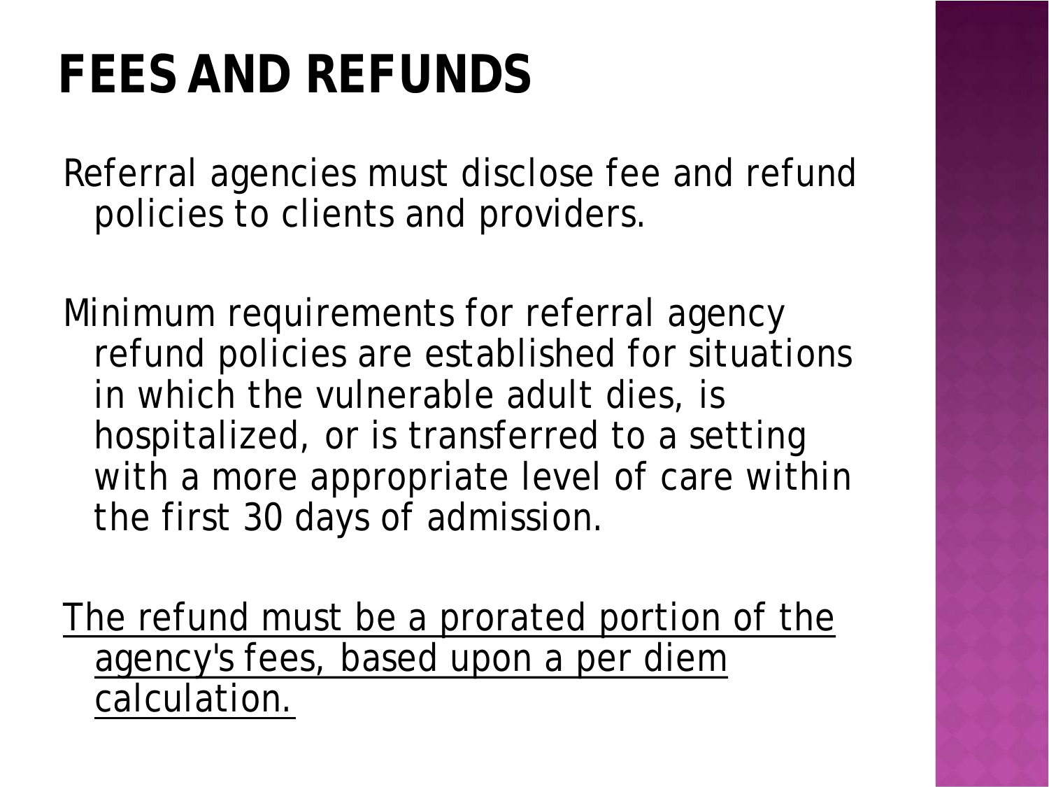# FEES AND REFUNDS

Referral agencies must disclose fee and refund policies to clients and providers.

Minimum requirements for referral agency refund policies are established for situations in which the vulnerable adult dies, is hospitalized, or is transferred to a setting with a more appropriate level of care within the first 30 days of admission.

<u>The refund must be a prorated portion of the agency's fees, based upon a per diem calculation.</u>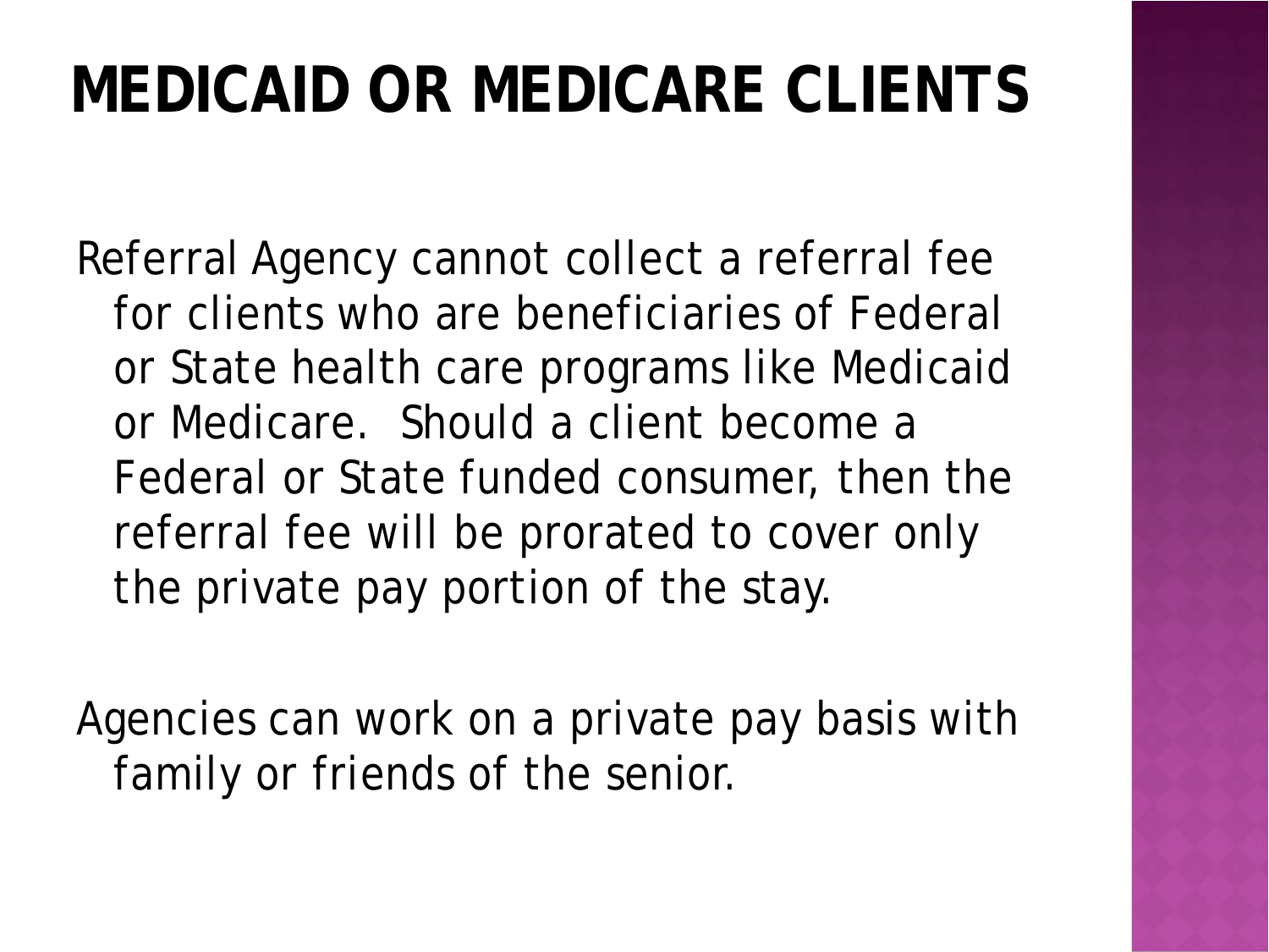# MEDICAID OR MEDICARE CLIENTS

Referral Agency cannot collect a referral fee for clients who are beneficiaries of Federal or State health care programs like Medicaid or Medicare. Should a client become a Federal or State funded consumer, then the referral fee will be prorated to cover only the private pay portion of the stay.

Agencies can work on a private pay basis with family or friends of the senior.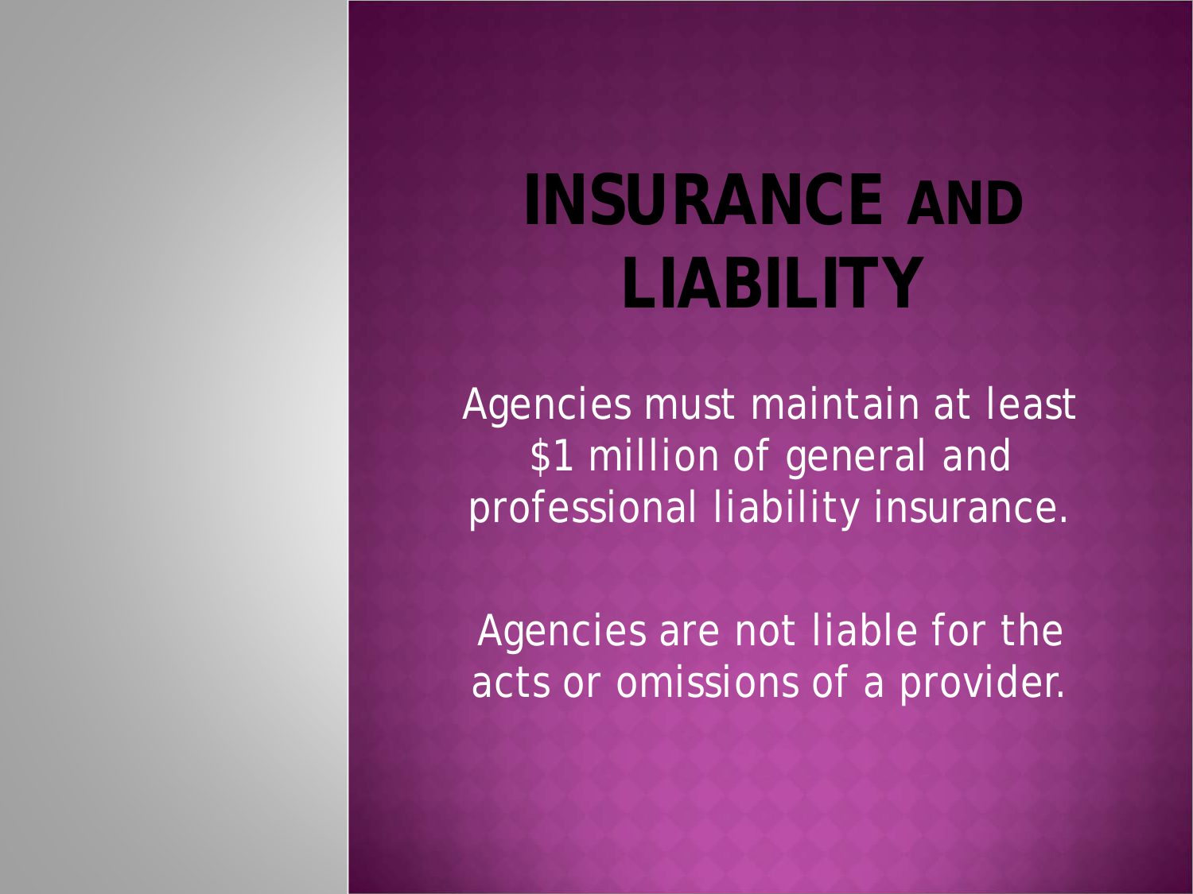# INSURANCE AND LIABILITY

Agencies must maintain at least $1 million of general and professional liability insurance.

Agencies are not liable for the acts or omissions of a provider.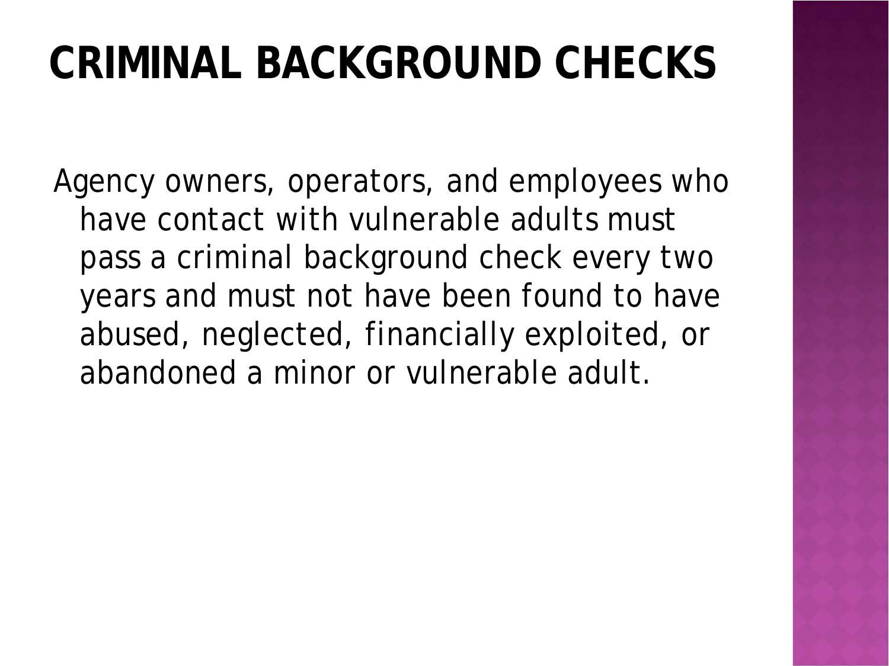# CRIMINAL BACKGROUND CHECKS

Agency owners, operators, and employees who have contact with vulnerable adults must pass a criminal background check every two years and must not have been found to have abused, neglected, financially exploited, or abandoned a minor or vulnerable adult.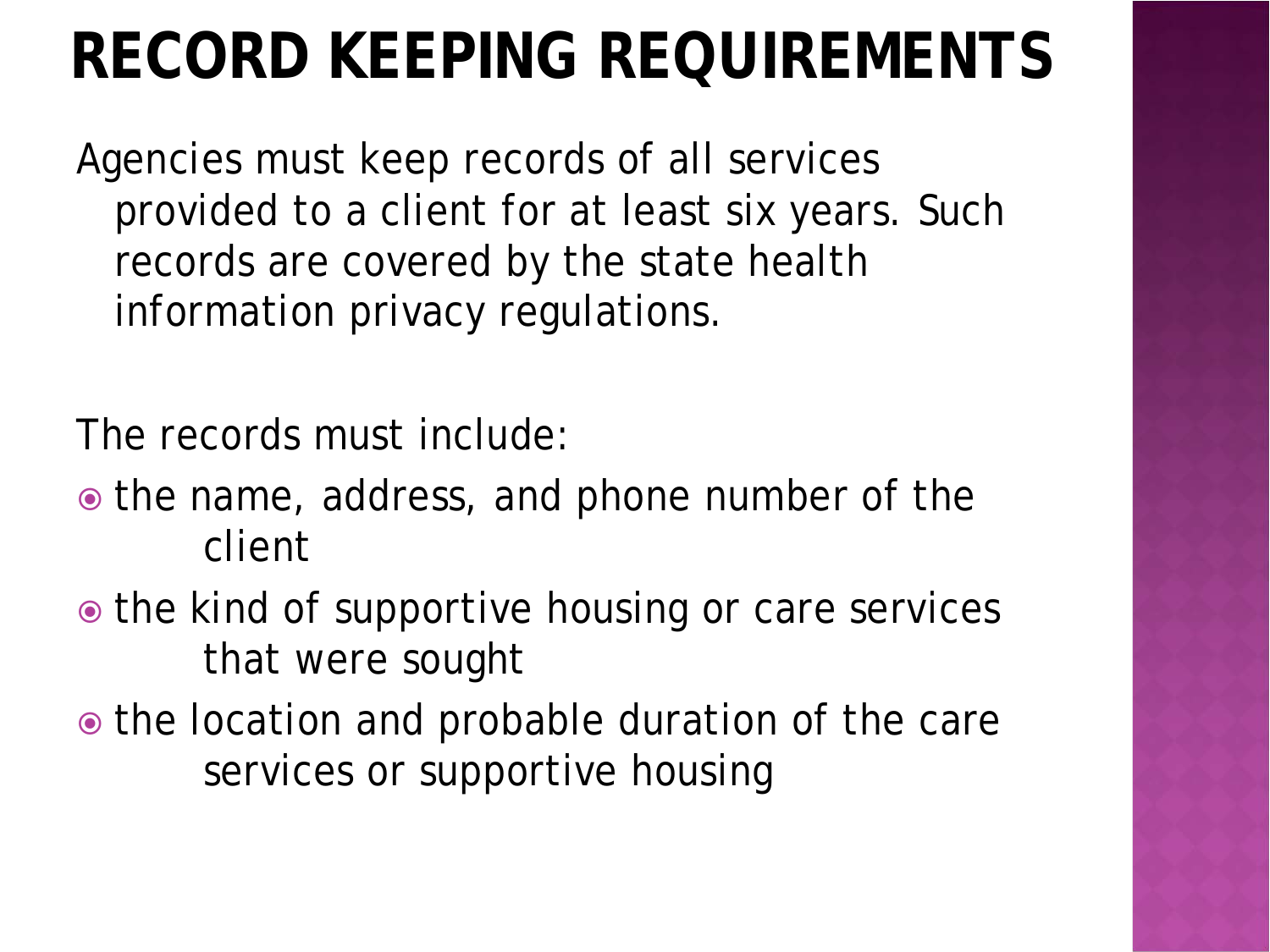# RECORD KEEPING REQUIREMENTS

Agencies must keep records of all services provided to a client for at least six years. Such records are covered by the state health information privacy regulations.

The records must include:

- the name, address, and phone number of the client
- the kind of supportive housing or care services that were sought
- the location and probable duration of the care services or supportive housing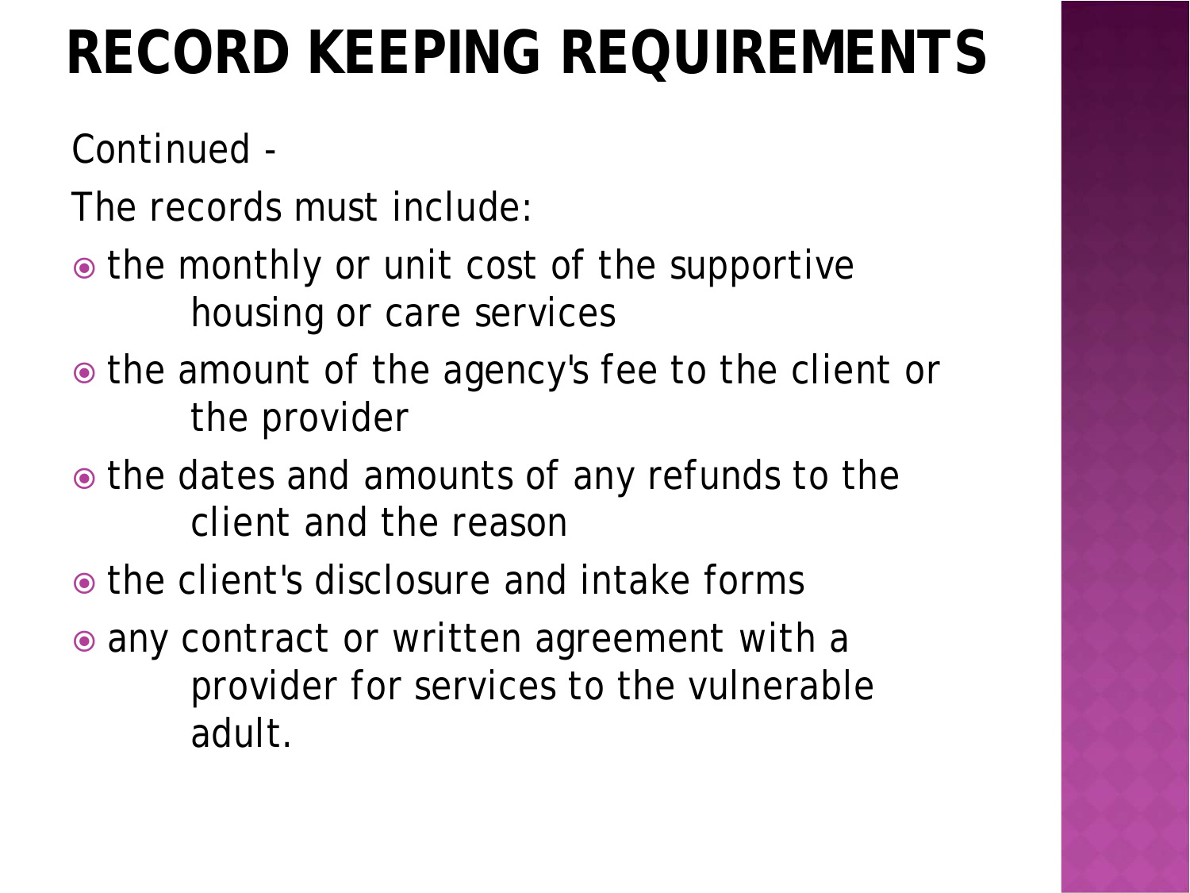# RECORD KEEPING REQUIREMENTS

Continued -

The records must include:

- the monthly or unit cost of the supportive housing or care services
- the amount of the agency's fee to the client or the provider
- the dates and amounts of any refunds to the client and the reason
- the client's disclosure and intake forms
- any contract or written agreement with a provider for services to the vulnerable adult.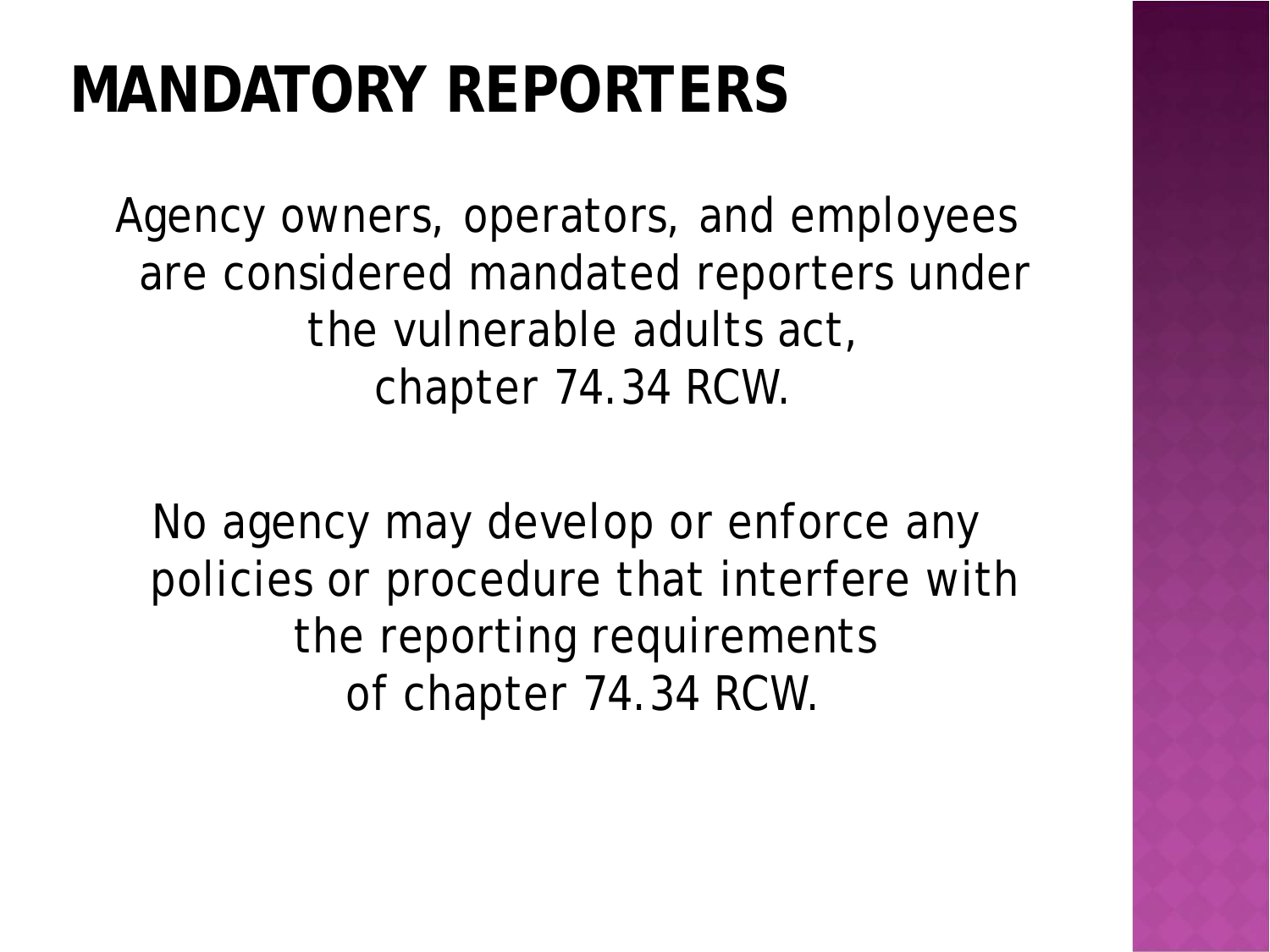# MANDATORY REPORTERS

Agency owners, operators, and employees are considered mandated reporters under the vulnerable adults act, chapter 74.34 RCW.

No agency may develop or enforce any policies or procedure that interfere with the reporting requirements of chapter 74.34 RCW.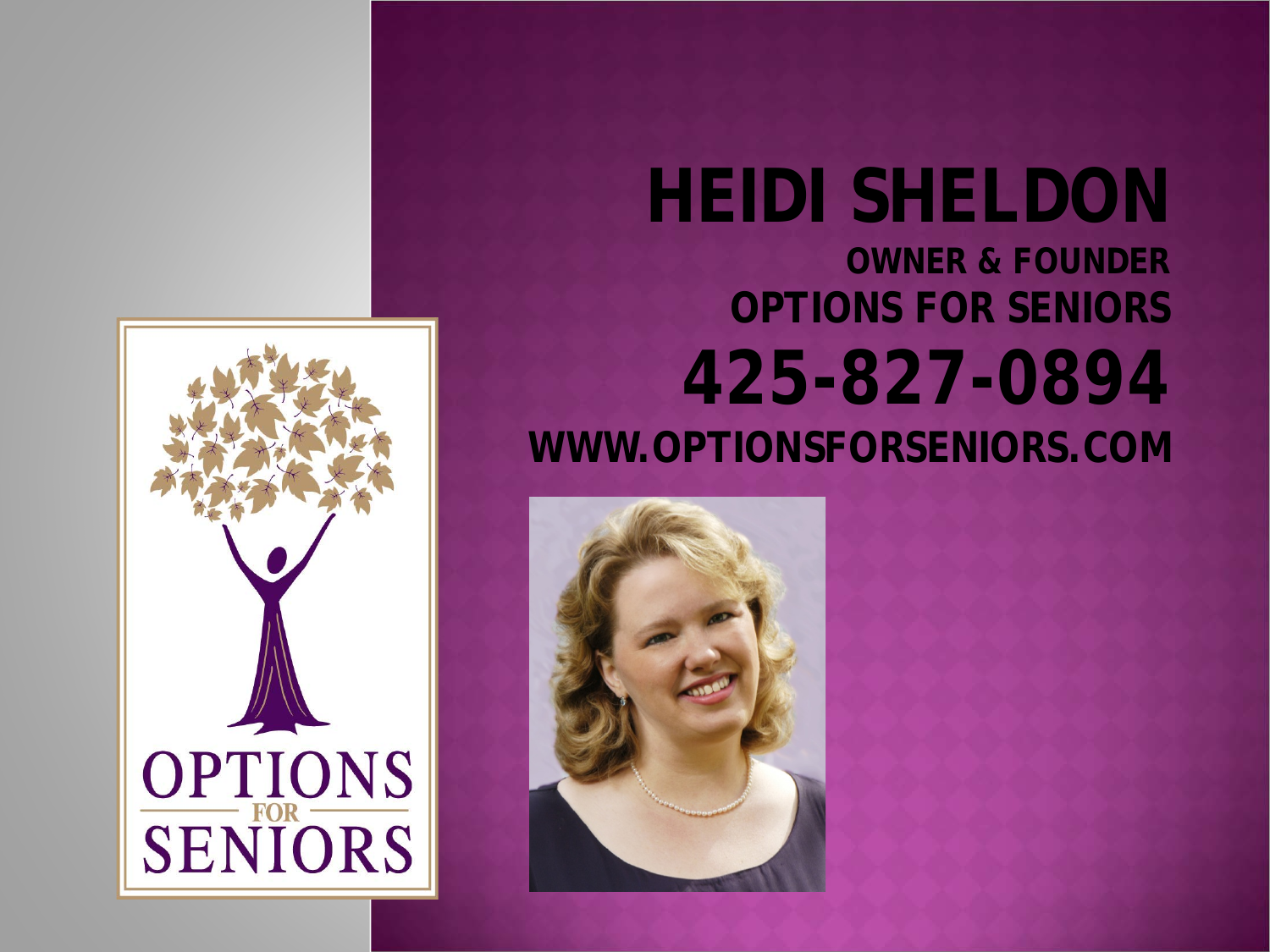# HEIDI SHELDON

**OWNER & FOUNDER**

**OPTIONS FOR SENIORS**

## 425-827-0894

**WWW.OPTIONSFORSENIORS.COM**

OPTIONS FOR SENIORS